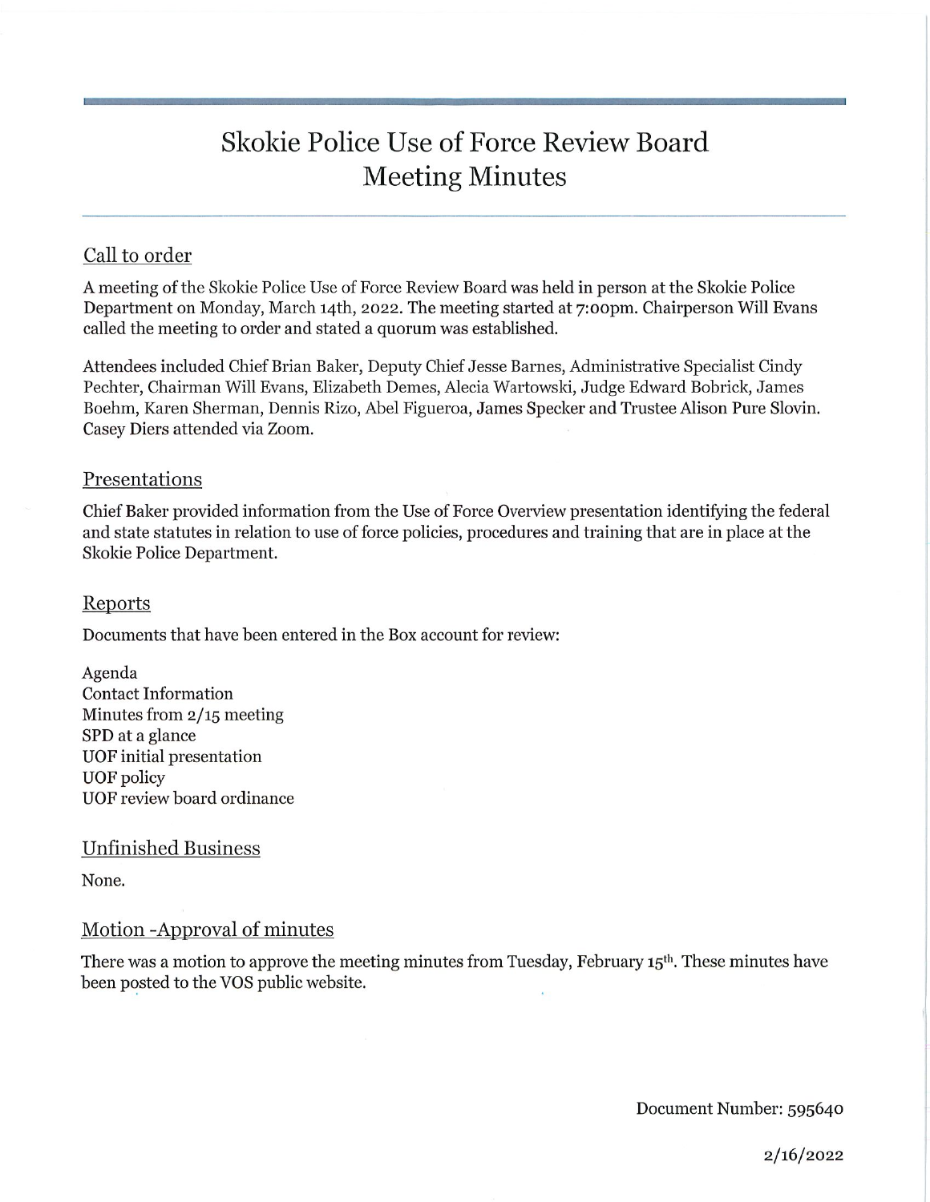# Skokie Police Use of Force Review Board Meeting Minutes

## Call to order

A meeting of the Skokie Police Use of Force Review Board was held in person at the Skokie Police Department on Monday, March 14th, 2022. The meeting started at 7:00pm. Chairperson Will Evans called the meeting to order and stated a quorum was established.

Attendees included Chief Brian Baker, Deputy Chief Jesse Barnes, Administrative Specialist Cindy Pechter, Chairman Will Evans, Elizabeth Demes, Alecia Wartowski, Judge Edward Bobrick, James Boehm, Karen Sherman, Dennis Rizo, Abel Figueroa, James Specker and Trustee Alison Pure Slovin. Casey Diers attended via Zoom.

## Presentations

Chief Baker provided information from the Use of Force Overview presentation identifying the federal and state statutes in relation to use of force policies, procedures and training that are in place at the Skokie Police Department.

## Reports

Documents that have been entered in the Box account for review:

Agenda
Contact Information
Minutes from 2/15 meeting
SPD at a glance
UOF initial presentation
UOF policy
UOF review board ordinance

## Unfinished Business

None.

## Motion -Approval of minutes

There was a motion to approve the meeting minutes from Tuesday, February 15th. These minutes have been posted to the VOS public website.

Document Number: 595640

2/16/2022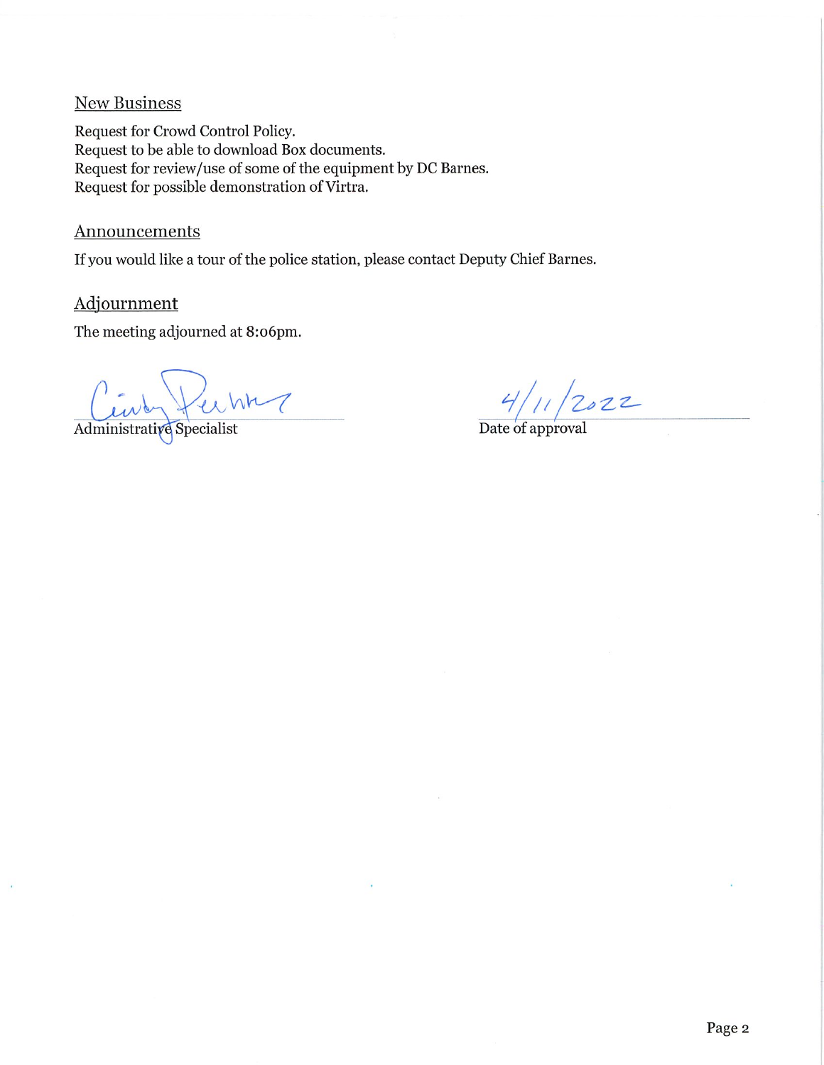## New Business

Request for Crowd Control Policy.
Request to be able to download Box documents.
Request for review/use of some of the equipment by DC Barnes.
Request for possible demonstration of Virtra.

## Announcements

If you would like a tour of the police station, please contact Deputy Chief Barnes.

## Adjournment

The meeting adjourned at 8:06pm.

Cindy Petrey
Administrative Specialist

4/11/2022
Date of approval